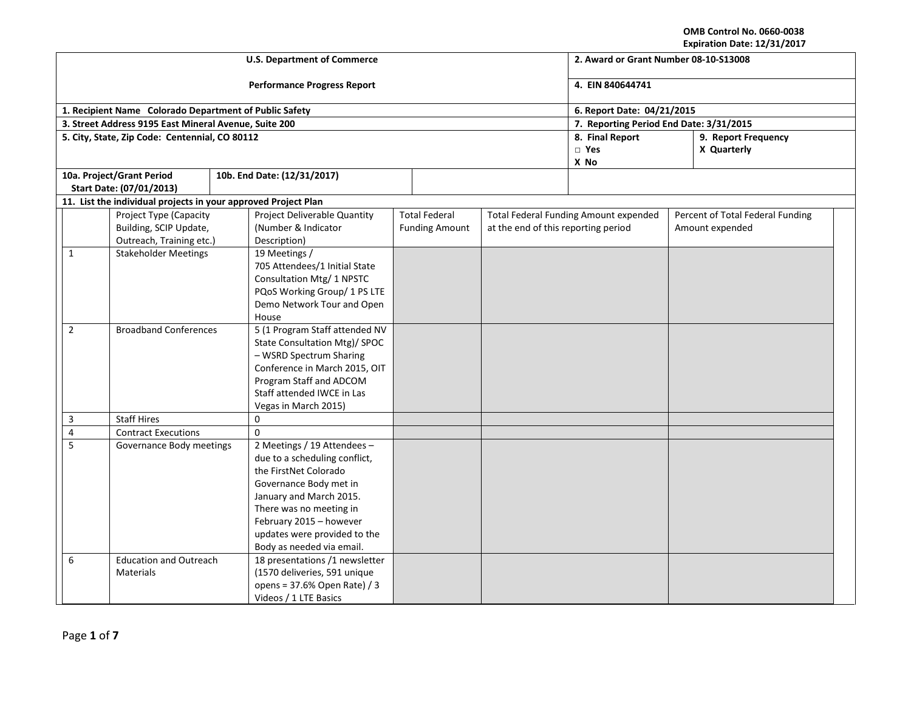OMB Control No. 0660-0038
Expiration Date: 12/31/2017

| U.S. Department of Commerce | 2. Award or Grant Number 08-10-S13008 |
|---|---|
| Performance Progress Report | 4. EIN 840644741 |
| 1. Recipient Name Colorado Department of Public Safety | 6. Report Date: 04/21/2015 |
| 3. Street Address 9195 East Mineral Avenue, Suite 200 | 7. Reporting Period End Date: 3/31/2015 |
| 5. City, State, Zip Code: Centennial, CO 80112 | 8. Final Report □ Yes X No / 9. Report Frequency X Quarterly |
| 10a. Project/Grant Period Start Date: (07/01/2013) / 10b. End Date: (12/31/2017) | |

11. List the individual projects in your approved Project Plan

| | Project Type (Capacity Building, SCIP Update, Outreach, Training etc.) | Project Deliverable Quantity (Number & Indicator Description) | Total Federal Funding Amount | Total Federal Funding Amount expended at the end of this reporting period | Percent of Total Federal Funding Amount expended |
|---|---|---|---|---|---|
| 1 | Stakeholder Meetings | 19 Meetings / 705 Attendees/1 Initial State Consultation Mtg/ 1 NPSTC PQoS Working Group/ 1 PS LTE Demo Network Tour and Open House | | | |
| 2 | Broadband Conferences | 5 (1 Program Staff attended NV State Consultation Mtg)/ SPOC – WSRD Spectrum Sharing Conference in March 2015, OIT Program Staff and ADCOM Staff attended IWCE in Las Vegas in March 2015) | | | |
| 3 | Staff Hires | 0 | | | |
| 4 | Contract Executions | 0 | | | |
| 5 | Governance Body meetings | 2 Meetings / 19 Attendees – due to a scheduling conflict, the FirstNet Colorado Governance Body met in January and March 2015. There was no meeting in February 2015 – however updates were provided to the Body as needed via email. | | | |
| 6 | Education and Outreach Materials | 18 presentations /1 newsletter (1570 deliveries, 591 unique opens = 37.6% Open Rate) / 3 Videos / 1 LTE Basics | | | |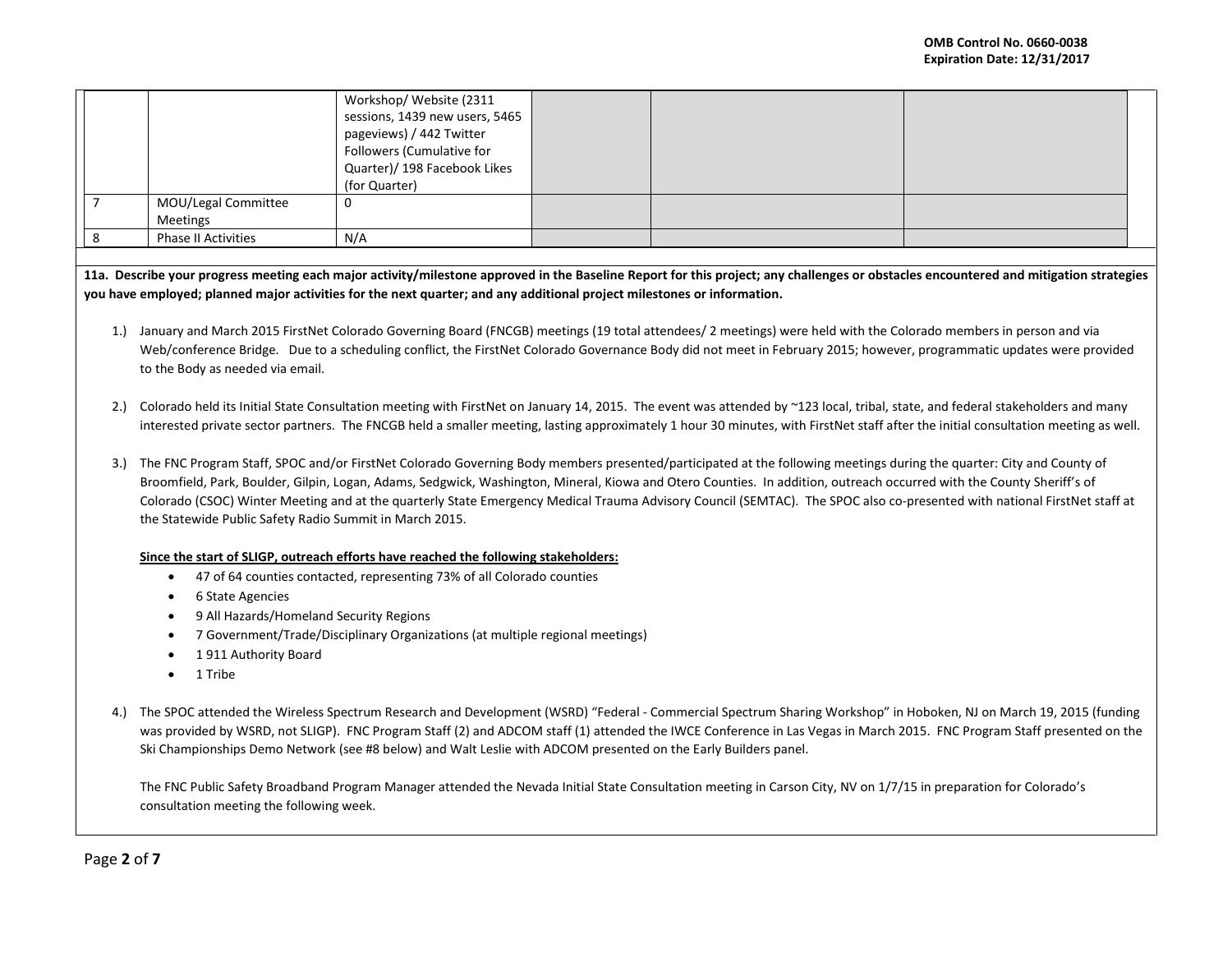| | | | | | |
|---|---|---|---|---|---|
| | | Workshop/ Website (2311 sessions, 1439 new users, 5465 pageviews) / 442 Twitter Followers (Cumulative for Quarter)/ 198 Facebook Likes (for Quarter) | | | |
| 7 | MOU/Legal Committee Meetings | 0 | | | |
| 8 | Phase II Activities | N/A | | | |

**11a. Describe your progress meeting each major activity/milestone approved in the Baseline Report for this project; any challenges or obstacles encountered and mitigation strategies you have employed; planned major activities for the next quarter; and any additional project milestones or information.**

1.) January and March 2015 FirstNet Colorado Governing Board (FNCGB) meetings (19 total attendees/ 2 meetings) were held with the Colorado members in person and via Web/conference Bridge. Due to a scheduling conflict, the FirstNet Colorado Governance Body did not meet in February 2015; however, programmatic updates were provided to the Body as needed via email.

2.) Colorado held its Initial State Consultation meeting with FirstNet on January 14, 2015. The event was attended by ~123 local, tribal, state, and federal stakeholders and many interested private sector partners. The FNCGB held a smaller meeting, lasting approximately 1 hour 30 minutes, with FirstNet staff after the initial consultation meeting as well.

3.) The FNC Program Staff, SPOC and/or FirstNet Colorado Governing Body members presented/participated at the following meetings during the quarter: City and County of Broomfield, Park, Boulder, Gilpin, Logan, Adams, Sedgwick, Washington, Mineral, Kiowa and Otero Counties. In addition, outreach occurred with the County Sheriff's of Colorado (CSOC) Winter Meeting and at the quarterly State Emergency Medical Trauma Advisory Council (SEMTAC). The SPOC also co-presented with national FirstNet staff at the Statewide Public Safety Radio Summit in March 2015.

<u>**Since the start of SLIGP, outreach efforts have reached the following stakeholders:**</u>

- 47 of 64 counties contacted, representing 73% of all Colorado counties
- 6 State Agencies
- 9 All Hazards/Homeland Security Regions
- 7 Government/Trade/Disciplinary Organizations (at multiple regional meetings)
- 1 911 Authority Board
- 1 Tribe

4.) The SPOC attended the Wireless Spectrum Research and Development (WSRD) "Federal - Commercial Spectrum Sharing Workshop" in Hoboken, NJ on March 19, 2015 (funding was provided by WSRD, not SLIGP). FNC Program Staff (2) and ADCOM staff (1) attended the IWCE Conference in Las Vegas in March 2015. FNC Program Staff presented on the Ski Championships Demo Network (see #8 below) and Walt Leslie with ADCOM presented on the Early Builders panel.

The FNC Public Safety Broadband Program Manager attended the Nevada Initial State Consultation meeting in Carson City, NV on 1/7/15 in preparation for Colorado's consultation meeting the following week.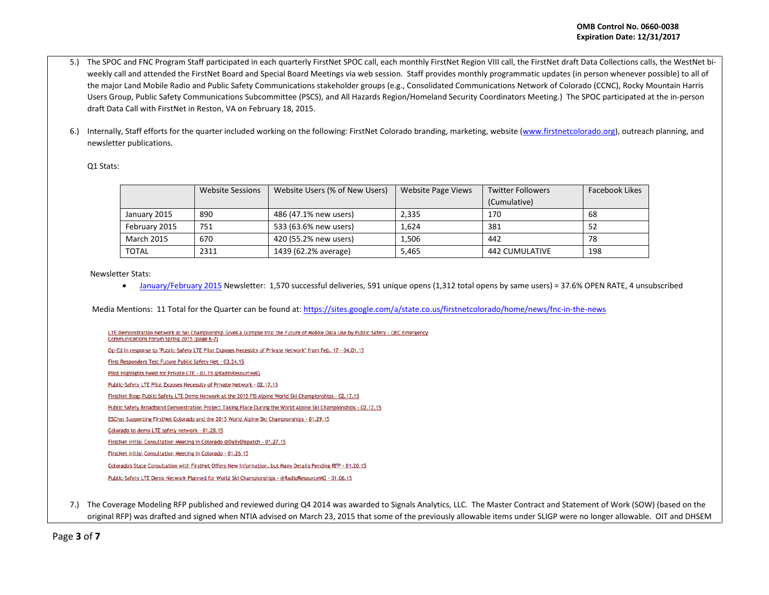5.) The SPOC and FNC Program Staff participated in each quarterly FirstNet SPOC call, each monthly FirstNet Region VIII call, the FirstNet draft Data Collections calls, the WestNet bi-weekly call and attended the FirstNet Board and Special Board Meetings via web session. Staff provides monthly programmatic updates (in person whenever possible) to all of the major Land Mobile Radio and Public Safety Communications stakeholder groups (e.g., Consolidated Communications Network of Colorado (CCNC), Rocky Mountain Harris Users Group, Public Safety Communications Subcommittee (PSCS), and All Hazards Region/Homeland Security Coordinators Meeting.) The SPOC participated at the in-person draft Data Call with FirstNet in Reston, VA on February 18, 2015.

6.) Internally, Staff efforts for the quarter included working on the following: FirstNet Colorado branding, marketing, website (www.firstnetcolorado.org), outreach planning, and newsletter publications.

Q1 Stats:

| | Website Sessions | Website Users (% of New Users) | Website Page Views | Twitter Followers (Cumulative) | Facebook Likes |
|---|---|---|---|---|---|
| January 2015 | 890 | 486 (47.1% new users) | 2,335 | 170 | 68 |
| February 2015 | 751 | 533 (63.6% new users) | 1,624 | 381 | 52 |
| March 2015 | 670 | 420 (55.2% new users) | 1,506 | 442 | 78 |
| TOTAL | 2311 | 1439 (62.2% average) | 5,465 | 442 CUMULATIVE | 198 |

Newsletter Stats:

- January/February 2015 Newsletter: 1,570 successful deliveries, 591 unique opens (1,312 total opens by same users) = 37.6% OPEN RATE, 4 unsubscribed

Media Mentions: 11 Total for the Quarter can be found at: https://sites.google.com/a/state.co.us/firstnetcolorado/home/news/fnc-in-the-news

- LTE Demonstration Network at Ski Championship Gives a Glimpse into the Future of Mobile Data Use by Public Safety - OEC Emergency Communications Forum Spring 2015 (page 6-7)
- Op-Ed In response to "Public-Safety LTE Pilot Exposes Necessity of Private Network" from Feb. 17 - 04.01.15
- First Responders Test Future Public Safety Net - 03.24.15
- Pilot Highlights Need for Private LTE - 03.15 @RadioResourceMG
- Public-Safety LTE Pilot Exposes Necessity of Private Network - 02.17.15
- FirstNet Blog: Public Safety LTE Demo Network at the 2015 FIS Alpine World Ski Championships - 02.17.15
- Public Safety Broadband Demonstration Project Taking Place During the World Alpine Ski Championships - 02.12.15
- ESChat Supporting FirstNet Colorado and the 2015 World Alpine Ski Championships - 01.29.15
- Colorado to demo LTE safety network - 01.28.15
- FirstNet Initial Consultation Meeting in Colorado @DailyDispatch - 01.27.15
- FirstNet Initial Consultation Meeting in Colorado - 01.26.15
- Colorado's State Consultation with FirstNet Offers New Information, but Many Details Pending RFP - 01.20.15
- Public-Safety LTE Demo Network Planned for World Ski Championships - @RadioResourceMG - 01.06.15

7.) The Coverage Modeling RFP published and reviewed during Q4 2014 was awarded to Signals Analytics, LLC. The Master Contract and Statement of Work (SOW) (based on the original RFP) was drafted and signed when NTIA advised on March 23, 2015 that some of the previously allowable items under SLIGP were no longer allowable. OIT and DHSEM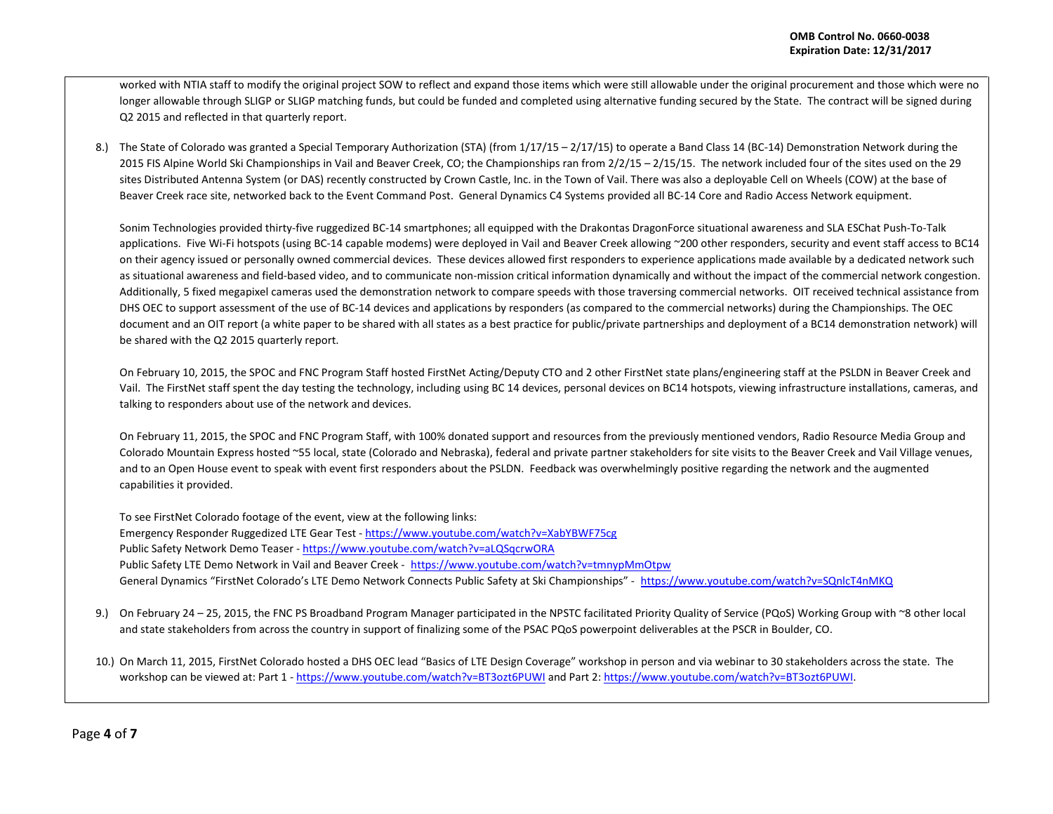worked with NTIA staff to modify the original project SOW to reflect and expand those items which were still allowable under the original procurement and those which were no longer allowable through SLIGP or SLIGP matching funds, but could be funded and completed using alternative funding secured by the State. The contract will be signed during Q2 2015 and reflected in that quarterly report.

8.) The State of Colorado was granted a Special Temporary Authorization (STA) (from 1/17/15 – 2/17/15) to operate a Band Class 14 (BC-14) Demonstration Network during the 2015 FIS Alpine World Ski Championships in Vail and Beaver Creek, CO; the Championships ran from 2/2/15 – 2/15/15. The network included four of the sites used on the 29 sites Distributed Antenna System (or DAS) recently constructed by Crown Castle, Inc. in the Town of Vail. There was also a deployable Cell on Wheels (COW) at the base of Beaver Creek race site, networked back to the Event Command Post. General Dynamics C4 Systems provided all BC-14 Core and Radio Access Network equipment.

   Sonim Technologies provided thirty-five ruggedized BC-14 smartphones; all equipped with the Drakontas DragonForce situational awareness and SLA ESChat Push-To-Talk applications. Five Wi-Fi hotspots (using BC-14 capable modems) were deployed in Vail and Beaver Creek allowing ~200 other responders, security and event staff access to BC14 on their agency issued or personally owned commercial devices. These devices allowed first responders to experience applications made available by a dedicated network such as situational awareness and field-based video, and to communicate non-mission critical information dynamically and without the impact of the commercial network congestion. Additionally, 5 fixed megapixel cameras used the demonstration network to compare speeds with those traversing commercial networks. OIT received technical assistance from DHS OEC to support assessment of the use of BC-14 devices and applications by responders (as compared to the commercial networks) during the Championships. The OEC document and an OIT report (a white paper to be shared with all states as a best practice for public/private partnerships and deployment of a BC14 demonstration network) will be shared with the Q2 2015 quarterly report.

   On February 10, 2015, the SPOC and FNC Program Staff hosted FirstNet Acting/Deputy CTO and 2 other FirstNet state plans/engineering staff at the PSLDN in Beaver Creek and Vail. The FirstNet staff spent the day testing the technology, including using BC 14 devices, personal devices on BC14 hotspots, viewing infrastructure installations, cameras, and talking to responders about use of the network and devices.

   On February 11, 2015, the SPOC and FNC Program Staff, with 100% donated support and resources from the previously mentioned vendors, Radio Resource Media Group and Colorado Mountain Express hosted ~55 local, state (Colorado and Nebraska), federal and private partner stakeholders for site visits to the Beaver Creek and Vail Village venues, and to an Open House event to speak with event first responders about the PSLDN. Feedback was overwhelmingly positive regarding the network and the augmented capabilities it provided.

   To see FirstNet Colorado footage of the event, view at the following links:
   Emergency Responder Ruggedized LTE Gear Test - https://www.youtube.com/watch?v=XabYBWF75cg
   Public Safety Network Demo Teaser - https://www.youtube.com/watch?v=aLQSqcrwORA
   Public Safety LTE Demo Network in Vail and Beaver Creek - https://www.youtube.com/watch?v=tmnypMmOtpw
   General Dynamics "FirstNet Colorado's LTE Demo Network Connects Public Safety at Ski Championships" - https://www.youtube.com/watch?v=SQnlcT4nMKQ

9.) On February 24 – 25, 2015, the FNC PS Broadband Program Manager participated in the NPSTC facilitated Priority Quality of Service (PQoS) Working Group with ~8 other local and state stakeholders from across the country in support of finalizing some of the PSAC PQoS powerpoint deliverables at the PSCR in Boulder, CO.

10.) On March 11, 2015, FirstNet Colorado hosted a DHS OEC lead "Basics of LTE Design Coverage" workshop in person and via webinar to 30 stakeholders across the state. The workshop can be viewed at: Part 1 - https://www.youtube.com/watch?v=BT3ozt6PUWI and Part 2: https://www.youtube.com/watch?v=BT3ozt6PUWI.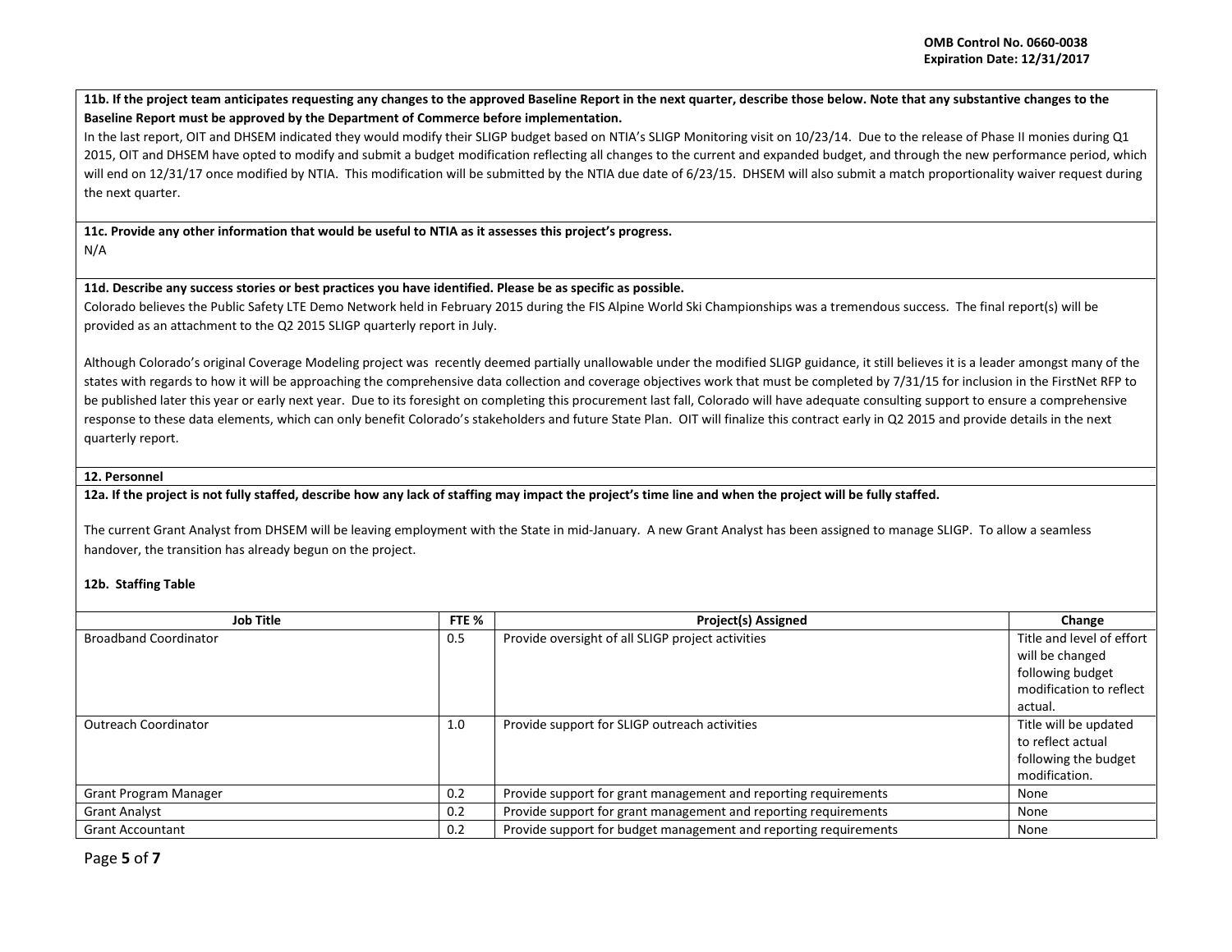**11b. If the project team anticipates requesting any changes to the approved Baseline Report in the next quarter, describe those below. Note that any substantive changes to the Baseline Report must be approved by the Department of Commerce before implementation.**

In the last report, OIT and DHSEM indicated they would modify their SLIGP budget based on NTIA's SLIGP Monitoring visit on 10/23/14. Due to the release of Phase II monies during Q1 2015, OIT and DHSEM have opted to modify and submit a budget modification reflecting all changes to the current and expanded budget, and through the new performance period, which will end on 12/31/17 once modified by NTIA. This modification will be submitted by the NTIA due date of 6/23/15. DHSEM will also submit a match proportionality waiver request during the next quarter.

**11c. Provide any other information that would be useful to NTIA as it assesses this project's progress.**

N/A

**11d. Describe any success stories or best practices you have identified. Please be as specific as possible.**

Colorado believes the Public Safety LTE Demo Network held in February 2015 during the FIS Alpine World Ski Championships was a tremendous success. The final report(s) will be provided as an attachment to the Q2 2015 SLIGP quarterly report in July.

Although Colorado's original Coverage Modeling project was recently deemed partially unallowable under the modified SLIGP guidance, it still believes it is a leader amongst many of the states with regards to how it will be approaching the comprehensive data collection and coverage objectives work that must be completed by 7/31/15 for inclusion in the FirstNet RFP to be published later this year or early next year. Due to its foresight on completing this procurement last fall, Colorado will have adequate consulting support to ensure a comprehensive response to these data elements, which can only benefit Colorado's stakeholders and future State Plan. OIT will finalize this contract early in Q2 2015 and provide details in the next quarterly report.

**12. Personnel**

**12a. If the project is not fully staffed, describe how any lack of staffing may impact the project's time line and when the project will be fully staffed.**

The current Grant Analyst from DHSEM will be leaving employment with the State in mid-January. A new Grant Analyst has been assigned to manage SLIGP. To allow a seamless handover, the transition has already begun on the project.

**12b. Staffing Table**

| Job Title | FTE % | Project(s) Assigned | Change |
|---|---|---|---|
| Broadband Coordinator | 0.5 | Provide oversight of all SLIGP project activities | Title and level of effort will be changed following budget modification to reflect actual. |
| Outreach Coordinator | 1.0 | Provide support for SLIGP outreach activities | Title will be updated to reflect actual following the budget modification. |
| Grant Program Manager | 0.2 | Provide support for grant management and reporting requirements | None |
| Grant Analyst | 0.2 | Provide support for grant management and reporting requirements | None |
| Grant Accountant | 0.2 | Provide support for budget management and reporting requirements | None |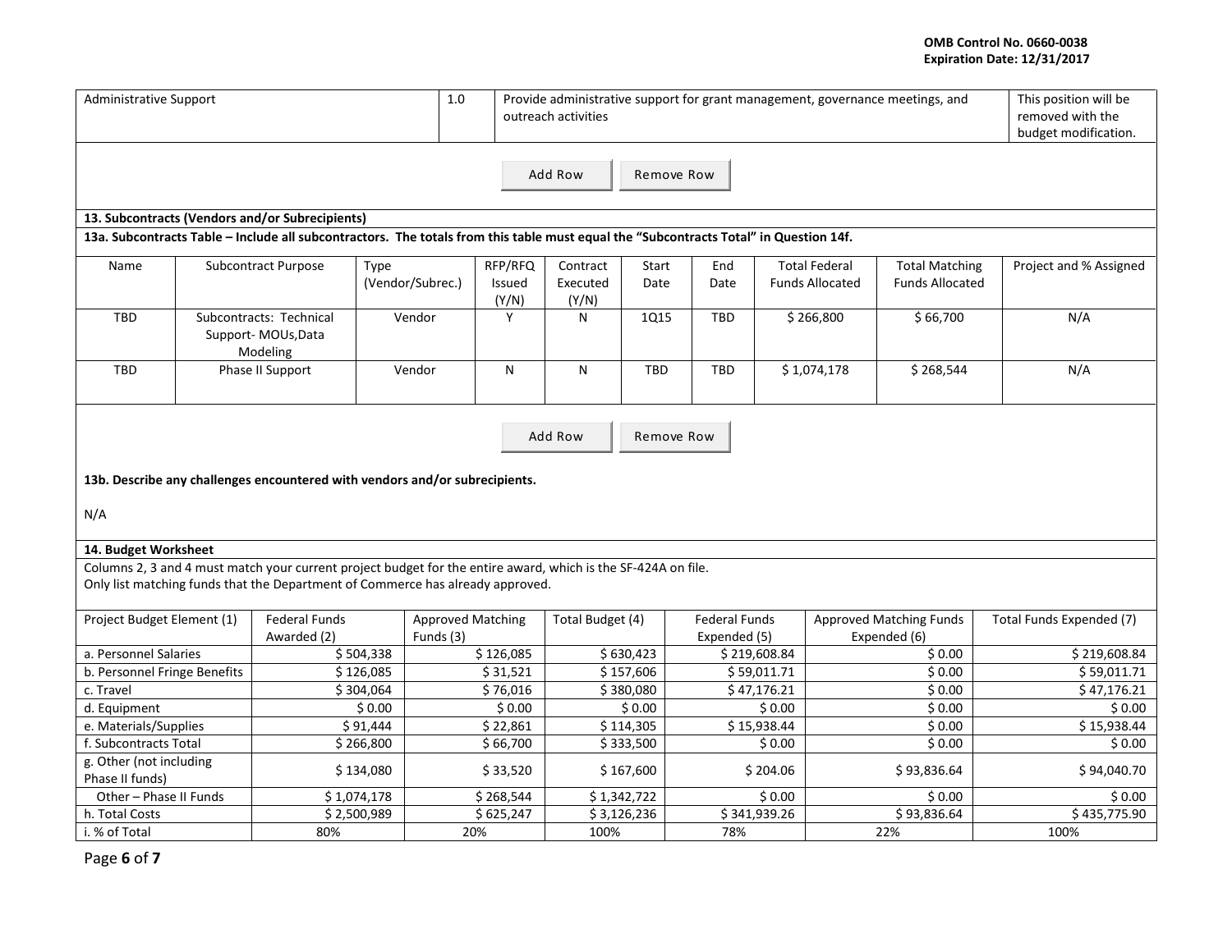| Administrative Support | 1.0 | Provide administrative support for grant management, governance meetings, and outreach activities | This position will be removed with the budget modification. |
|---|---|---|---|

Add Row Remove Row

**13. Subcontracts (Vendors and/or Subrecipients)**

**13a. Subcontracts Table – Include all subcontractors. The totals from this table must equal the "Subcontracts Total" in Question 14f.**

| Name | Subcontract Purpose | Type (Vendor/Subrec.) | RFP/RFQ Issued (Y/N) | Contract Executed (Y/N) | Start Date | End Date | Total Federal Funds Allocated | Total Matching Funds Allocated | Project and % Assigned |
|---|---|---|---|---|---|---|---|---|---|
| TBD | Subcontracts: Technical Support- MOUs,Data Modeling | Vendor | Y | N | 1Q15 | TBD | $ 266,800 | $ 66,700 | N/A |
| TBD | Phase II Support | Vendor | N | N | TBD | TBD | $ 1,074,178 | $ 268,544 | N/A |

Add Row Remove Row

**13b. Describe any challenges encountered with vendors and/or subrecipients.**

N/A

**14. Budget Worksheet**

Columns 2, 3 and 4 must match your current project budget for the entire award, which is the SF-424A on file.
Only list matching funds that the Department of Commerce has already approved.

| Project Budget Element (1) | Federal Funds Awarded (2) | Approved Matching Funds (3) | Total Budget (4) | Federal Funds Expended (5) | Approved Matching Funds Expended (6) | Total Funds Expended (7) |
|---|---|---|---|---|---|---|
| a. Personnel Salaries | $ 504,338 | $ 126,085 | $ 630,423 | $ 219,608.84 | $ 0.00 | $ 219,608.84 |
| b. Personnel Fringe Benefits | $ 126,085 | $ 31,521 | $ 157,606 | $ 59,011.71 | $ 0.00 | $ 59,011.71 |
| c. Travel | $ 304,064 | $ 76,016 | $ 380,080 | $ 47,176.21 | $ 0.00 | $ 47,176.21 |
| d. Equipment | $ 0.00 | $ 0.00 | $ 0.00 | $ 0.00 | $ 0.00 | $ 0.00 |
| e. Materials/Supplies | $ 91,444 | $ 22,861 | $ 114,305 | $ 15,938.44 | $ 0.00 | $ 15,938.44 |
| f. Subcontracts Total | $ 266,800 | $ 66,700 | $ 333,500 | $ 0.00 | $ 0.00 | $ 0.00 |
| g. Other (not including Phase II funds) | $ 134,080 | $ 33,520 | $ 167,600 | $ 204.06 | $ 93,836.64 | $ 94,040.70 |
| Other – Phase II Funds | $ 1,074,178 | $ 268,544 | $ 1,342,722 | $ 0.00 | $ 0.00 | $ 0.00 |
| h. Total Costs | $ 2,500,989 | $ 625,247 | $ 3,126,236 | $ 341,939.26 | $ 93,836.64 | $ 435,775.90 |
| i. % of Total | 80% | 20% | 100% | 78% | 22% | 100% |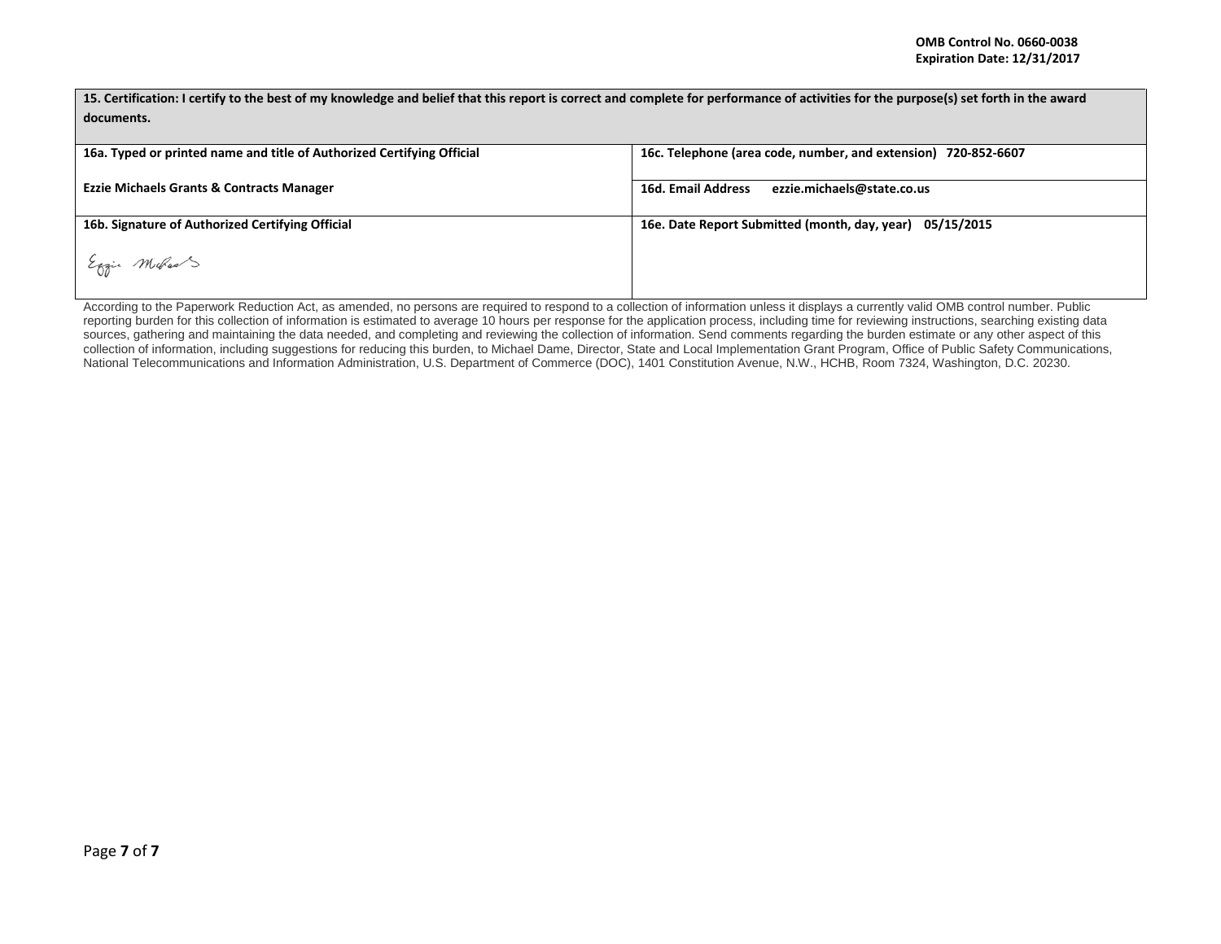OMB Control No. 0660-0038
Expiration Date: 12/31/2017

| | |
|---|---|
| **15. Certification: I certify to the best of my knowledge and belief that this report is correct and complete for performance of activities for the purpose(s) set forth in the award documents.** | |
| **16a. Typed or printed name and title of Authorized Certifying Official**<br><br>**Ezzie Michaels Grants & Contracts Manager** | **16c. Telephone (area code, number, and extension) 720-852-6607** |
| | **16d. Email Address ezzie.michaels@state.co.us** |
| **16b. Signature of Authorized Certifying Official**<br><br>Ezzie Michaels | **16e. Date Report Submitted (month, day, year) 05/15/2015** |

According to the Paperwork Reduction Act, as amended, no persons are required to respond to a collection of information unless it displays a currently valid OMB control number. Public reporting burden for this collection of information is estimated to average 10 hours per response for the application process, including time for reviewing instructions, searching existing data sources, gathering and maintaining the data needed, and completing and reviewing the collection of information. Send comments regarding the burden estimate or any other aspect of this collection of information, including suggestions for reducing this burden, to Michael Dame, Director, State and Local Implementation Grant Program, Office of Public Safety Communications, National Telecommunications and Information Administration, U.S. Department of Commerce (DOC), 1401 Constitution Avenue, N.W., HCHB, Room 7324, Washington, D.C. 20230.